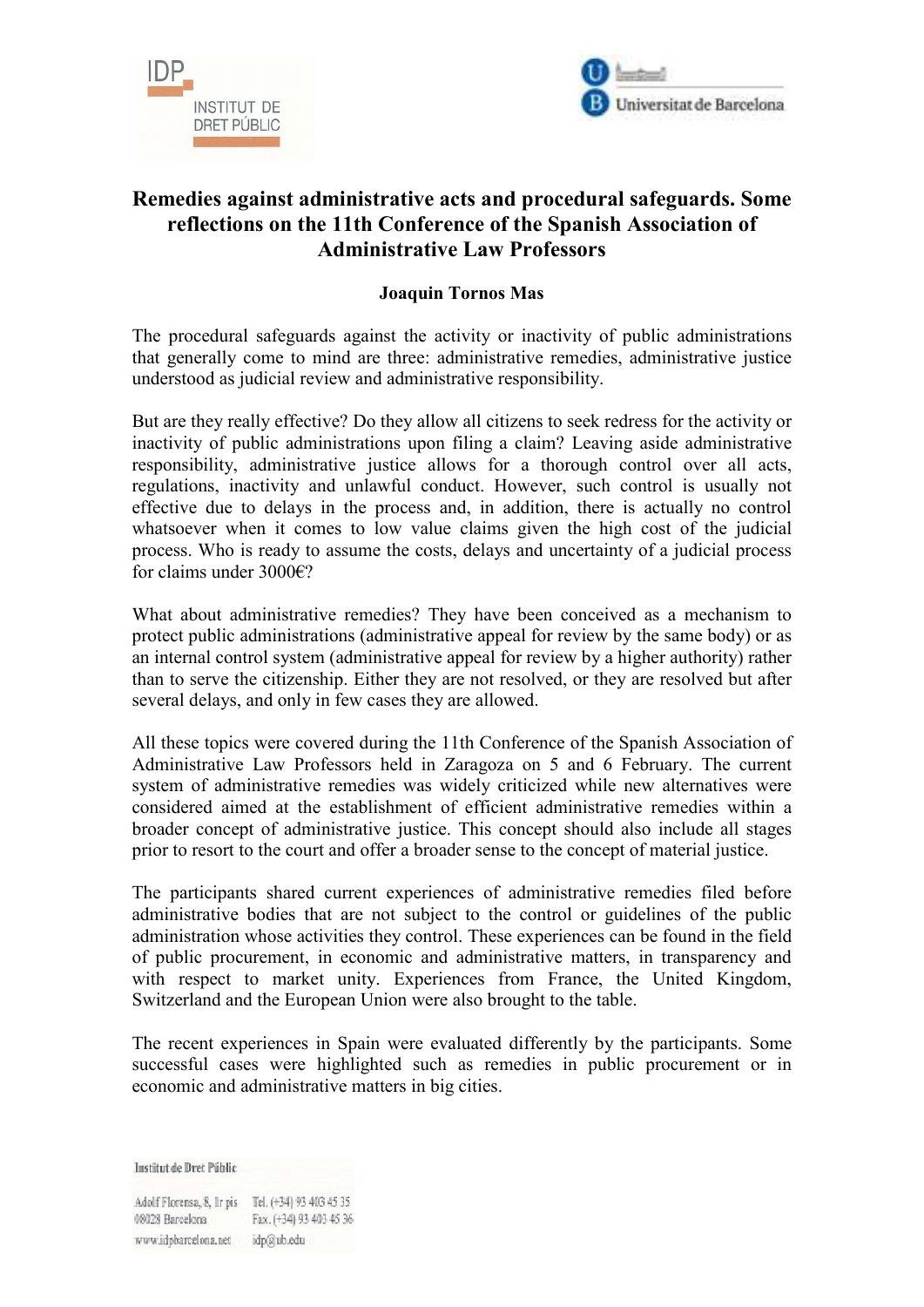# Remedies against administrative acts and procedural safeguards. Some reflections on the 11th Conference of the Spanish Association of Administrative Law Professors

**Joaquin Tornos Mas**

The procedural safeguards against the activity or inactivity of public administrations that generally come to mind are three: administrative remedies, administrative justice understood as judicial review and administrative responsibility.

But are they really effective? Do they allow all citizens to seek redress for the activity or inactivity of public administrations upon filing a claim? Leaving aside administrative responsibility, administrative justice allows for a thorough control over all acts, regulations, inactivity and unlawful conduct. However, such control is usually not effective due to delays in the process and, in addition, there is actually no control whatsoever when it comes to low value claims given the high cost of the judicial process. Who is ready to assume the costs, delays and uncertainty of a judicial process for claims under 3000€?

What about administrative remedies? They have been conceived as a mechanism to protect public administrations (administrative appeal for review by the same body) or as an internal control system (administrative appeal for review by a higher authority) rather than to serve the citizenship. Either they are not resolved, or they are resolved but after several delays, and only in few cases they are allowed.

All these topics were covered during the 11th Conference of the Spanish Association of Administrative Law Professors held in Zaragoza on 5 and 6 February. The current system of administrative remedies was widely criticized while new alternatives were considered aimed at the establishment of efficient administrative remedies within a broader concept of administrative justice. This concept should also include all stages prior to resort to the court and offer a broader sense to the concept of material justice.

The participants shared current experiences of administrative remedies filed before administrative bodies that are not subject to the control or guidelines of the public administration whose activities they control. These experiences can be found in the field of public procurement, in economic and administrative matters, in transparency and with respect to market unity. Experiences from France, the United Kingdom, Switzerland and the European Union were also brought to the table.

The recent experiences in Spain were evaluated differently by the participants. Some successful cases were highlighted such as remedies in public procurement or in economic and administrative matters in big cities.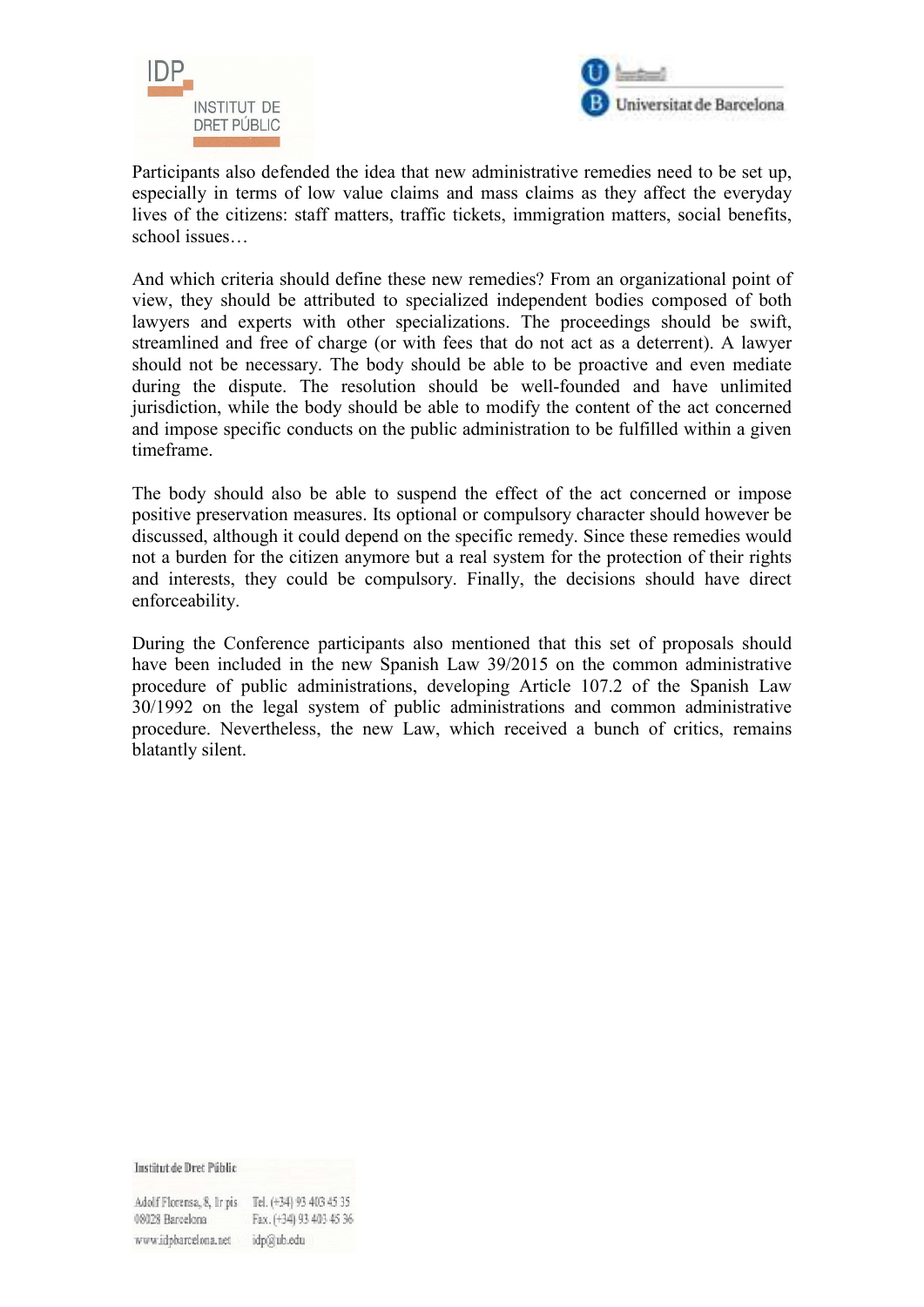Participants also defended the idea that new administrative remedies need to be set up, especially in terms of low value claims and mass claims as they affect the everyday lives of the citizens: staff matters, traffic tickets, immigration matters, social benefits, school issues…

And which criteria should define these new remedies? From an organizational point of view, they should be attributed to specialized independent bodies composed of both lawyers and experts with other specializations. The proceedings should be swift, streamlined and free of charge (or with fees that do not act as a deterrent). A lawyer should not be necessary. The body should be able to be proactive and even mediate during the dispute. The resolution should be well-founded and have unlimited jurisdiction, while the body should be able to modify the content of the act concerned and impose specific conducts on the public administration to be fulfilled within a given timeframe.

The body should also be able to suspend the effect of the act concerned or impose positive preservation measures. Its optional or compulsory character should however be discussed, although it could depend on the specific remedy. Since these remedies would not a burden for the citizen anymore but a real system for the protection of their rights and interests, they could be compulsory. Finally, the decisions should have direct enforceability.

During the Conference participants also mentioned that this set of proposals should have been included in the new Spanish Law 39/2015 on the common administrative procedure of public administrations, developing Article 107.2 of the Spanish Law 30/1992 on the legal system of public administrations and common administrative procedure. Nevertheless, the new Law, which received a bunch of critics, remains blatantly silent.